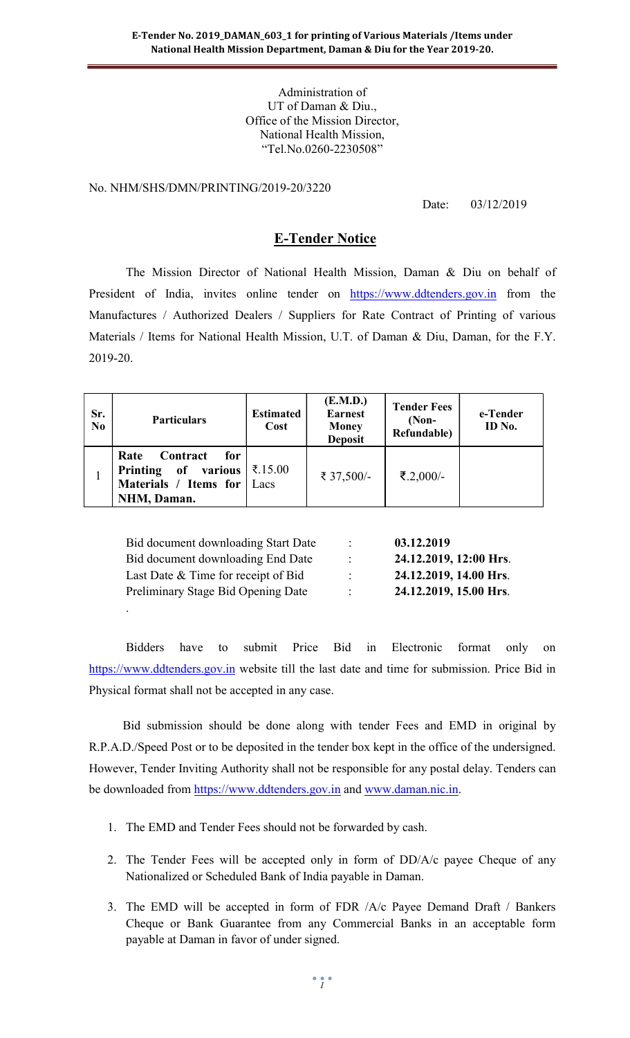Administration of
UT of Daman & Diu.,
Office of the Mission Director,
National Health Mission,
"Tel.No.0260-2230508"

No. NHM/SHS/DMN/PRINTING/2019-20/3220

Date: 03/12/2019

## E-Tender Notice

The Mission Director of National Health Mission, Daman & Diu on behalf of President of India, invites online tender on https://www.ddtenders.gov.in from the Manufactures / Authorized Dealers / Suppliers for Rate Contract of Printing of various Materials / Items for National Health Mission, U.T. of Daman & Diu, Daman, for the F.Y. 2019-20.

| Sr. No | Particulars | Estimated Cost | (E.M.D.) Earnest Money Deposit | Tender Fees (Non-Refundable) | e-Tender ID No. |
|---|---|---|---|---|---|
| 1 | **Rate Contract for Printing of various Materials / Items for NHM, Daman.** | ₹.15.00 Lacs | ₹ 37,500/- | ₹.2,000/- | |

| | | |
|---|---|---|
| Bid document downloading Start Date | : | **03.12.2019** |
| Bid document downloading End Date | : | **24.12.2019, 12:00 Hrs.** |
| Last Date & Time for receipt of Bid | : | **24.12.2019, 14.00 Hrs.** |
| Preliminary Stage Bid Opening Date | : | **24.12.2019, 15.00 Hrs.** |

Bidders have to submit Price Bid in Electronic format only on https://www.ddtenders.gov.in website till the last date and time for submission. Price Bid in Physical format shall not be accepted in any case.

Bid submission should be done along with tender Fees and EMD in original by R.P.A.D./Speed Post or to be deposited in the tender box kept in the office of the undersigned. However, Tender Inviting Authority shall not be responsible for any postal delay. Tenders can be downloaded from https://www.ddtenders.gov.in and www.daman.nic.in.

1. The EMD and Tender Fees should not be forwarded by cash.
2. The Tender Fees will be accepted only in form of DD/A/c payee Cheque of any Nationalized or Scheduled Bank of India payable in Daman.
3. The EMD will be accepted in form of FDR /A/c Payee Demand Draft / Bankers Cheque or Bank Guarantee from any Commercial Banks in an acceptable form payable at Daman in favor of under signed.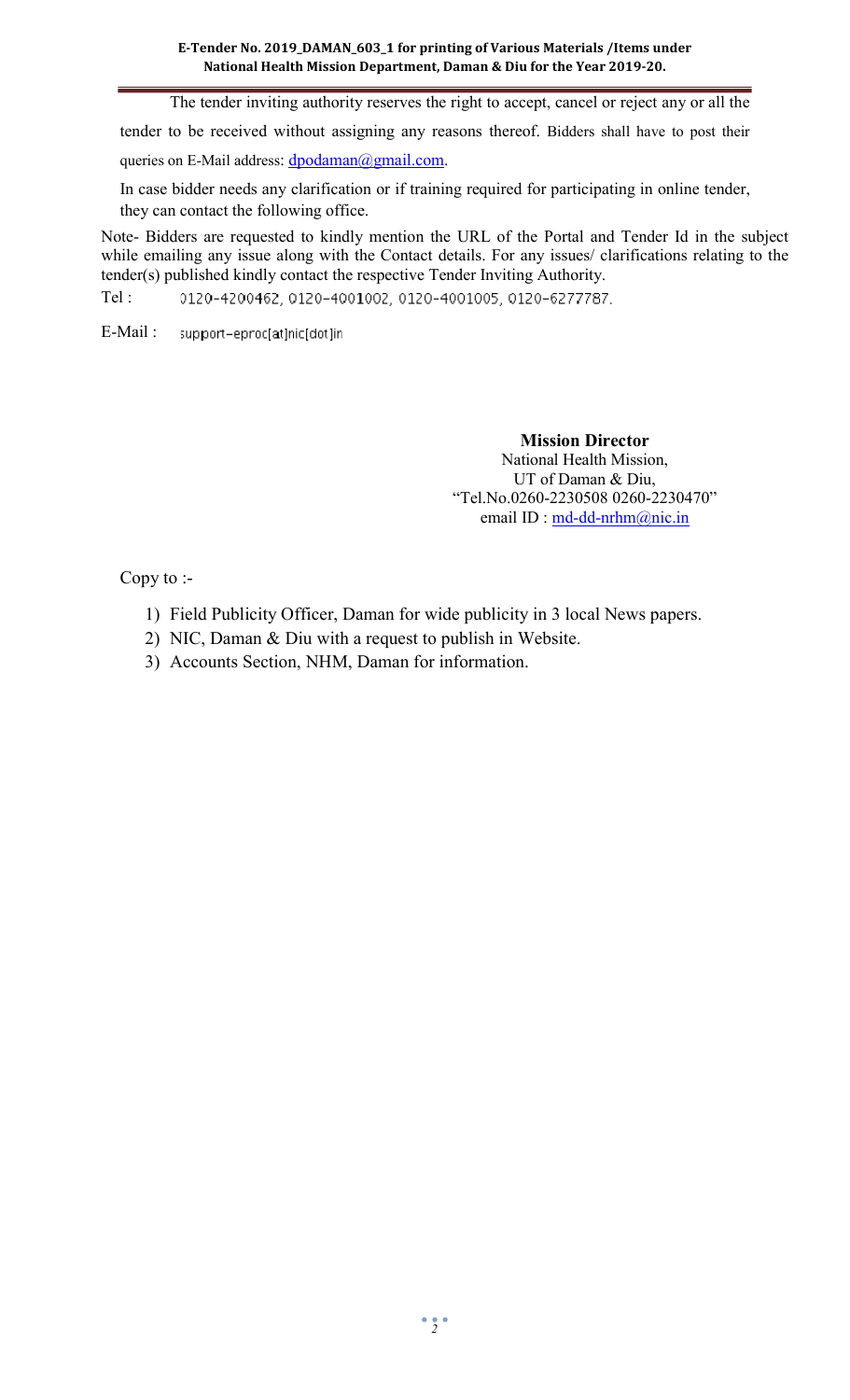The tender inviting authority reserves the right to accept, cancel or reject any or all the tender to be received without assigning any reasons thereof. Bidders shall have to post their queries on E-Mail address: dpodaman@gmail.com.

In case bidder needs any clarification or if training required for participating in online tender, they can contact the following office.

Note- Bidders are requested to kindly mention the URL of the Portal and Tender Id in the subject while emailing any issue along with the Contact details. For any issues/ clarifications relating to the tender(s) published kindly contact the respective Tender Inviting Authority.

Tel : 0120-4200462, 0120-4001002, 0120-4001005, 0120-6277787.

E-Mail : support-eproc[at]nic[dot]in

**Mission Director**
National Health Mission,
UT of Daman & Diu,
"Tel.No.0260-2230508 0260-2230470"
email ID : md-dd-nrhm@nic.in

Copy to :-

1) Field Publicity Officer, Daman for wide publicity in 3 local News papers.
2) NIC, Daman & Diu with a request to publish in Website.
3) Accounts Section, NHM, Daman for information.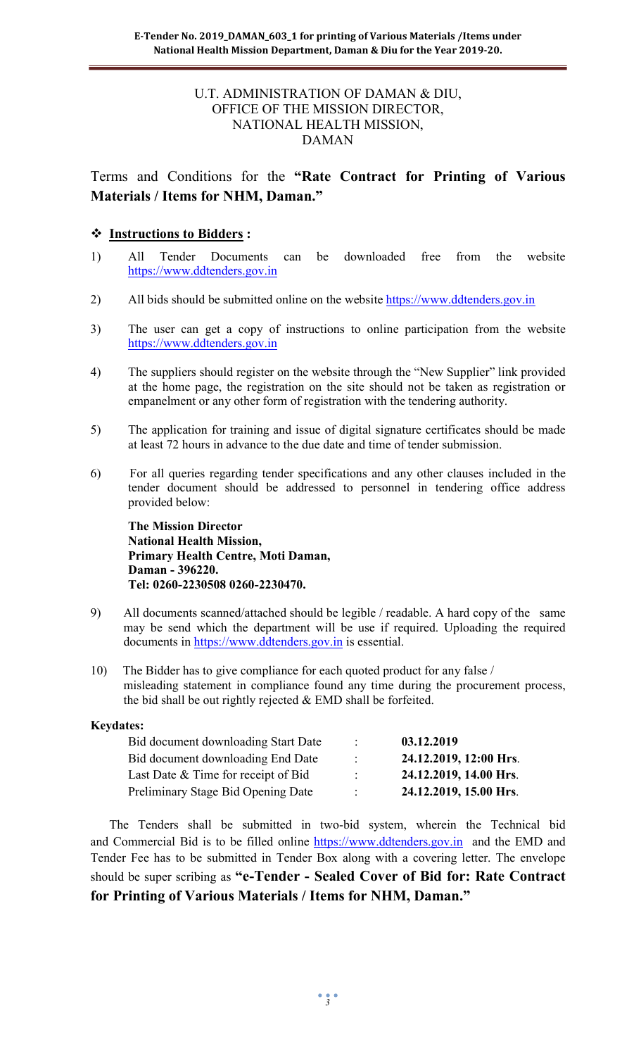U.T. ADMINISTRATION OF DAMAN & DIU,
OFFICE OF THE MISSION DIRECTOR,
NATIONAL HEALTH MISSION,
DAMAN

## Terms and Conditions for the **"Rate Contract for Printing of Various Materials / Items for NHM, Daman."**

### ❖ **Instructions to Bidders :**

1) All Tender Documents can be downloaded free from the website https://www.ddtenders.gov.in

2) All bids should be submitted online on the website https://www.ddtenders.gov.in

3) The user can get a copy of instructions to online participation from the website https://www.ddtenders.gov.in

4) The suppliers should register on the website through the "New Supplier" link provided at the home page, the registration on the site should not be taken as registration or empanelment or any other form of registration with the tendering authority.

5) The application for training and issue of digital signature certificates should be made at least 72 hours in advance to the due date and time of tender submission.

6) For all queries regarding tender specifications and any other clauses included in the tender document should be addressed to personnel in tendering office address provided below:

   **The Mission Director**
   **National Health Mission,**
   **Primary Health Centre, Moti Daman,**
   **Daman - 396220.**
   **Tel: 0260-2230508 0260-2230470.**

9) All documents scanned/attached should be legible / readable. A hard copy of the same may be send which the department will be use if required. Uploading the required documents in https://www.ddtenders.gov.in is essential.

10) The Bidder has to give compliance for each quoted product for any false / misleading statement in compliance found any time during the procurement process, the bid shall be out rightly rejected & EMD shall be forfeited.

**Keydates:**

| | | |
|---|---|---|
| Bid document downloading Start Date | : | **03.12.2019** |
| Bid document downloading End Date | : | **24.12.2019, 12:00 Hrs**. |
| Last Date & Time for receipt of Bid | : | **24.12.2019, 14.00 Hrs**. |
| Preliminary Stage Bid Opening Date | : | **24.12.2019, 15.00 Hrs**. |

The Tenders shall be submitted in two-bid system, wherein the Technical bid and Commercial Bid is to be filled online https://www.ddtenders.gov.in and the EMD and Tender Fee has to be submitted in Tender Box along with a covering letter. The envelope should be super scribing as **"e-Tender - Sealed Cover of Bid for: Rate Contract for Printing of Various Materials / Items for NHM, Daman."**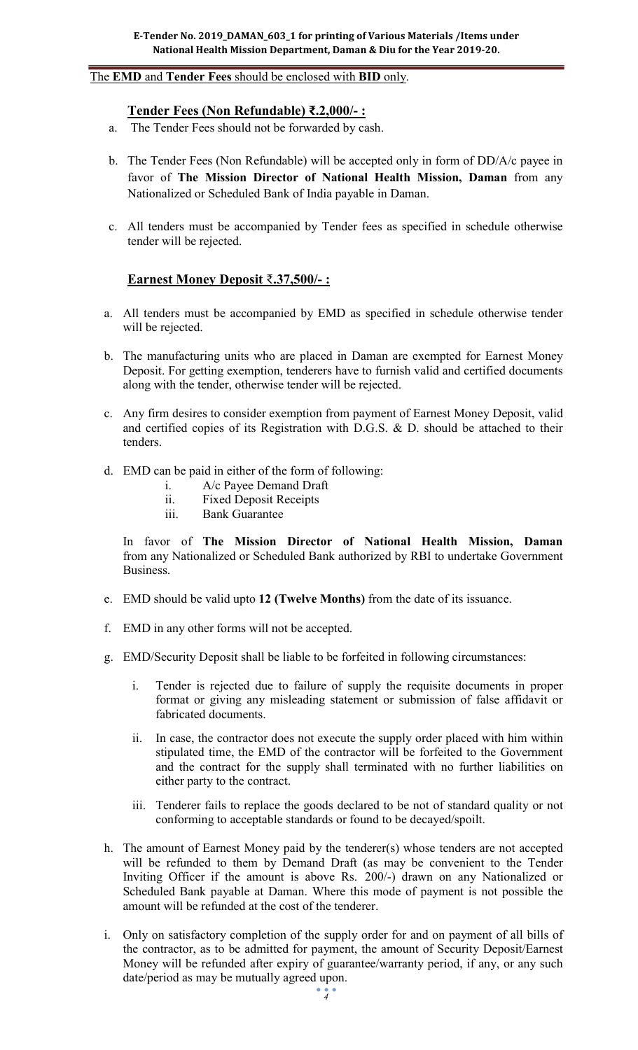The **EMD** and **Tender Fees** should be enclosed with **BID** only.

### Tender Fees (Non Refundable) ₹.2,000/- :

a. The Tender Fees should not be forwarded by cash.

b. The Tender Fees (Non Refundable) will be accepted only in form of DD/A/c payee in favor of **The Mission Director of National Health Mission, Daman** from any Nationalized or Scheduled Bank of India payable in Daman.

c. All tenders must be accompanied by Tender fees as specified in schedule otherwise tender will be rejected.

### Earnest Money Deposit ₹.37,500/- :

a. All tenders must be accompanied by EMD as specified in schedule otherwise tender will be rejected.

b. The manufacturing units who are placed in Daman are exempted for Earnest Money Deposit. For getting exemption, tenderers have to furnish valid and certified documents along with the tender, otherwise tender will be rejected.

c. Any firm desires to consider exemption from payment of Earnest Money Deposit, valid and certified copies of its Registration with D.G.S. & D. should be attached to their tenders.

d. EMD can be paid in either of the form of following:
   i. A/c Payee Demand Draft
   ii. Fixed Deposit Receipts
   iii. Bank Guarantee

   In favor of **The Mission Director of National Health Mission, Daman** from any Nationalized or Scheduled Bank authorized by RBI to undertake Government Business.

e. EMD should be valid upto **12 (Twelve Months)** from the date of its issuance.

f. EMD in any other forms will not be accepted.

g. EMD/Security Deposit shall be liable to be forfeited in following circumstances:

   i. Tender is rejected due to failure of supply the requisite documents in proper format or giving any misleading statement or submission of false affidavit or fabricated documents.

   ii. In case, the contractor does not execute the supply order placed with him within stipulated time, the EMD of the contractor will be forfeited to the Government and the contract for the supply shall terminated with no further liabilities on either party to the contract.

   iii. Tenderer fails to replace the goods declared to be not of standard quality or not conforming to acceptable standards or found to be decayed/spoilt.

h. The amount of Earnest Money paid by the tenderer(s) whose tenders are not accepted will be refunded to them by Demand Draft (as may be convenient to the Tender Inviting Officer if the amount is above Rs. 200/-) drawn on any Nationalized or Scheduled Bank payable at Daman. Where this mode of payment is not possible the amount will be refunded at the cost of the tenderer.

i. Only on satisfactory completion of the supply order for and on payment of all bills of the contractor, as to be admitted for payment, the amount of Security Deposit/Earnest Money will be refunded after expiry of guarantee/warranty period, if any, or any such date/period as may be mutually agreed upon.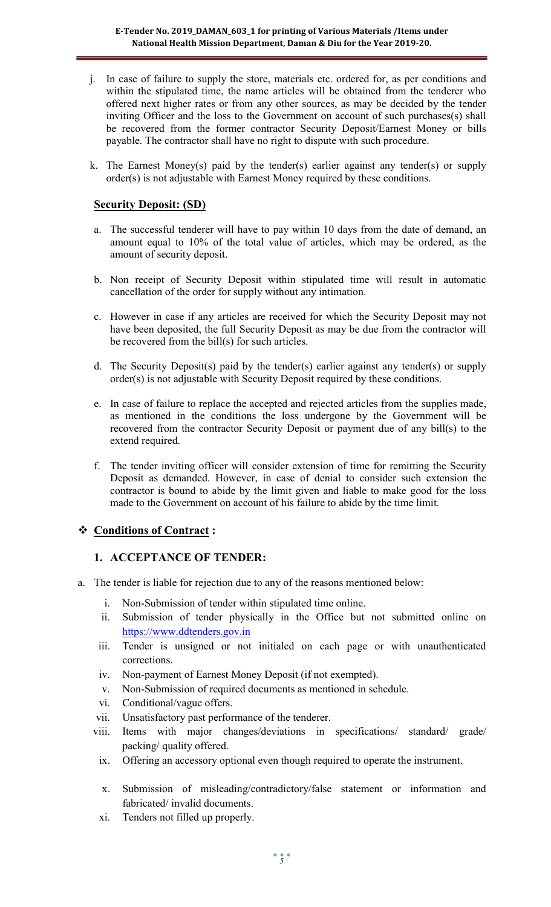j. In case of failure to supply the store, materials etc. ordered for, as per conditions and within the stipulated time, the name articles will be obtained from the tenderer who offered next higher rates or from any other sources, as may be decided by the tender inviting Officer and the loss to the Government on account of such purchases(s) shall be recovered from the former contractor Security Deposit/Earnest Money or bills payable. The contractor shall have no right to dispute with such procedure.

k. The Earnest Money(s) paid by the tender(s) earlier against any tender(s) or supply order(s) is not adjustable with Earnest Money required by these conditions.

**Security Deposit: (SD)**

a. The successful tenderer will have to pay within 10 days from the date of demand, an amount equal to 10% of the total value of articles, which may be ordered, as the amount of security deposit.

b. Non receipt of Security Deposit within stipulated time will result in automatic cancellation of the order for supply without any intimation.

c. However in case if any articles are received for which the Security Deposit may not have been deposited, the full Security Deposit as may be due from the contractor will be recovered from the bill(s) for such articles.

d. The Security Deposit(s) paid by the tender(s) earlier against any tender(s) or supply order(s) is not adjustable with Security Deposit required by these conditions.

e. In case of failure to replace the accepted and rejected articles from the supplies made, as mentioned in the conditions the loss undergone by the Government will be recovered from the contractor Security Deposit or payment due of any bill(s) to the extend required.

f. The tender inviting officer will consider extension of time for remitting the Security Deposit as demanded. However, in case of denial to consider such extension the contractor is bound to abide by the limit given and liable to make good for the loss made to the Government on account of his failure to abide by the time limit.

## ❖ Conditions of Contract :

### 1. ACCEPTANCE OF TENDER:

a. The tender is liable for rejection due to any of the reasons mentioned below:

   i. Non-Submission of tender within stipulated time online.
   ii. Submission of tender physically in the Office but not submitted online on https://www.ddtenders.gov.in
   iii. Tender is unsigned or not initialed on each page or with unauthenticated corrections.
   iv. Non-payment of Earnest Money Deposit (if not exempted).
   v. Non-Submission of required documents as mentioned in schedule.
   vi. Conditional/vague offers.
   vii. Unsatisfactory past performance of the tenderer.
   viii. Items with major changes/deviations in specifications/ standard/ grade/ packing/ quality offered.
   ix. Offering an accessory optional even though required to operate the instrument.
   x. Submission of misleading/contradictory/false statement or information and fabricated/ invalid documents.
   xi. Tenders not filled up properly.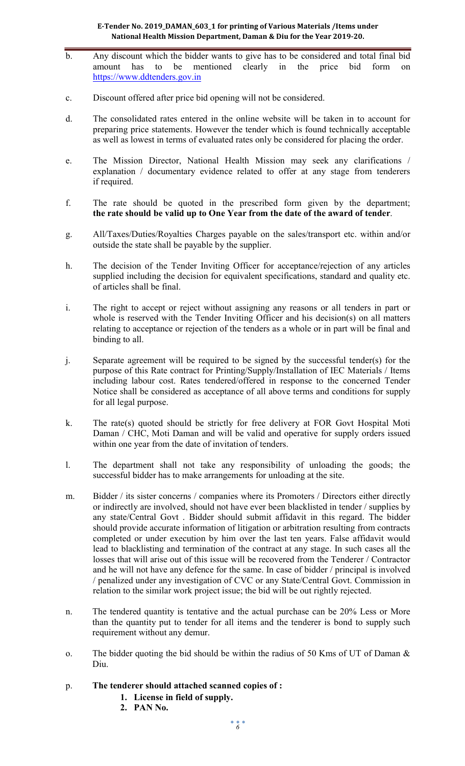b. Any discount which the bidder wants to give has to be considered and total final bid amount has to be mentioned clearly in the price bid form on https://www.ddtenders.gov.in

c. Discount offered after price bid opening will not be considered.

d. The consolidated rates entered in the online website will be taken in to account for preparing price statements. However the tender which is found technically acceptable as well as lowest in terms of evaluated rates only be considered for placing the order.

e. The Mission Director, National Health Mission may seek any clarifications / explanation / documentary evidence related to offer at any stage from tenderers if required.

f. The rate should be quoted in the prescribed form given by the department; **the rate should be valid up to One Year from the date of the award of tender**.

g. All/Taxes/Duties/Royalties Charges payable on the sales/transport etc. within and/or outside the state shall be payable by the supplier.

h. The decision of the Tender Inviting Officer for acceptance/rejection of any articles supplied including the decision for equivalent specifications, standard and quality etc. of articles shall be final.

i. The right to accept or reject without assigning any reasons or all tenders in part or whole is reserved with the Tender Inviting Officer and his decision(s) on all matters relating to acceptance or rejection of the tenders as a whole or in part will be final and binding to all.

j. Separate agreement will be required to be signed by the successful tender(s) for the purpose of this Rate contract for Printing/Supply/Installation of IEC Materials / Items including labour cost. Rates tendered/offered in response to the concerned Tender Notice shall be considered as acceptance of all above terms and conditions for supply for all legal purpose.

k. The rate(s) quoted should be strictly for free delivery at FOR Govt Hospital Moti Daman / CHC, Moti Daman and will be valid and operative for supply orders issued within one year from the date of invitation of tenders.

l. The department shall not take any responsibility of unloading the goods; the successful bidder has to make arrangements for unloading at the site.

m. Bidder / its sister concerns / companies where its Promoters / Directors either directly or indirectly are involved, should not have ever been blacklisted in tender / supplies by any state/Central Govt . Bidder should submit affidavit in this regard. The bidder should provide accurate information of litigation or arbitration resulting from contracts completed or under execution by him over the last ten years. False affidavit would lead to blacklisting and termination of the contract at any stage. In such cases all the losses that will arise out of this issue will be recovered from the Tenderer / Contractor and he will not have any defence for the same. In case of bidder / principal is involved / penalized under any investigation of CVC or any State/Central Govt. Commission in relation to the similar work project issue; the bid will be out rightly rejected.

n. The tendered quantity is tentative and the actual purchase can be 20% Less or More than the quantity put to tender for all items and the tenderer is bond to supply such requirement without any demur.

o. The bidder quoting the bid should be within the radius of 50 Kms of UT of Daman & Diu.

p. **The tenderer should attached scanned copies of :**
   1. **License in field of supply.**
   2. **PAN No.**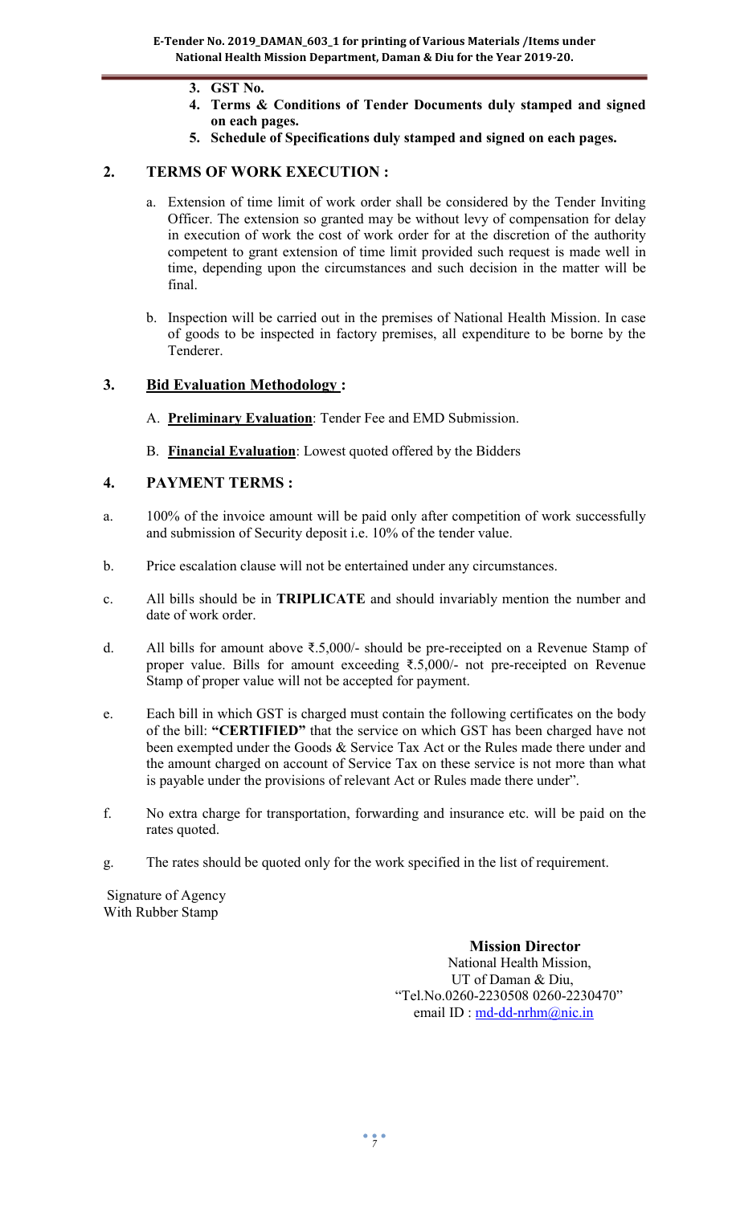3. **GST No.**
4. **Terms & Conditions of Tender Documents duly stamped and signed on each pages.**
5. **Schedule of Specifications duly stamped and signed on each pages.**

## 2. TERMS OF WORK EXECUTION :

a. Extension of time limit of work order shall be considered by the Tender Inviting Officer. The extension so granted may be without levy of compensation for delay in execution of work the cost of work order for at the discretion of the authority competent to grant extension of time limit provided such request is made well in time, depending upon the circumstances and such decision in the matter will be final.

b. Inspection will be carried out in the premises of National Health Mission. In case of goods to be inspected in factory premises, all expenditure to be borne by the Tenderer.

## 3. Bid Evaluation Methodology :

A. **Preliminary Evaluation**: Tender Fee and EMD Submission.

B. **Financial Evaluation**: Lowest quoted offered by the Bidders

## 4. PAYMENT TERMS :

a. 100% of the invoice amount will be paid only after competition of work successfully and submission of Security deposit i.e. 10% of the tender value.

b. Price escalation clause will not be entertained under any circumstances.

c. All bills should be in **TRIPLICATE** and should invariably mention the number and date of work order.

d. All bills for amount above ₹.5,000/- should be pre-receipted on a Revenue Stamp of proper value. Bills for amount exceeding ₹.5,000/- not pre-receipted on Revenue Stamp of proper value will not be accepted for payment.

e. Each bill in which GST is charged must contain the following certificates on the body of the bill: **"CERTIFIED"** that the service on which GST has been charged have not been exempted under the Goods & Service Tax Act or the Rules made there under and the amount charged on account of Service Tax on these service is not more than what is payable under the provisions of relevant Act or Rules made there under".

f. No extra charge for transportation, forwarding and insurance etc. will be paid on the rates quoted.

g. The rates should be quoted only for the work specified in the list of requirement.

Signature of Agency
With Rubber Stamp

**Mission Director**
National Health Mission,
UT of Daman & Diu,
"Tel.No.0260-2230508 0260-2230470"
email ID : md-dd-nrhm@nic.in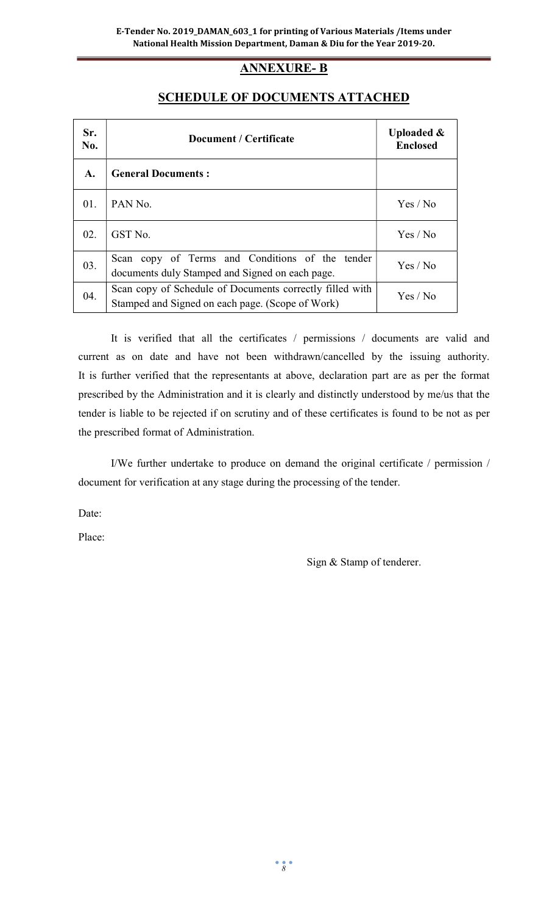## ANNEXURE- B

## SCHEDULE OF DOCUMENTS ATTACHED

| Sr. No. | Document / Certificate | Uploaded & Enclosed |
|---|---|---|
| **A.** | **General Documents :** | |
| 01. | PAN No. | Yes / No |
| 02. | GST No. | Yes / No |
| 03. | Scan copy of Terms and Conditions of the tender documents duly Stamped and Signed on each page. | Yes / No |
| 04. | Scan copy of Schedule of Documents correctly filled with Stamped and Signed on each page. (Scope of Work) | Yes / No |

It is verified that all the certificates / permissions / documents are valid and current as on date and have not been withdrawn/cancelled by the issuing authority. It is further verified that the representants at above, declaration part are as per the format prescribed by the Administration and it is clearly and distinctly understood by me/us that the tender is liable to be rejected if on scrutiny and of these certificates is found to be not as per the prescribed format of Administration.

I/We further undertake to produce on demand the original certificate / permission / document for verification at any stage during the processing of the tender.

Date:

Place:

Sign & Stamp of tenderer.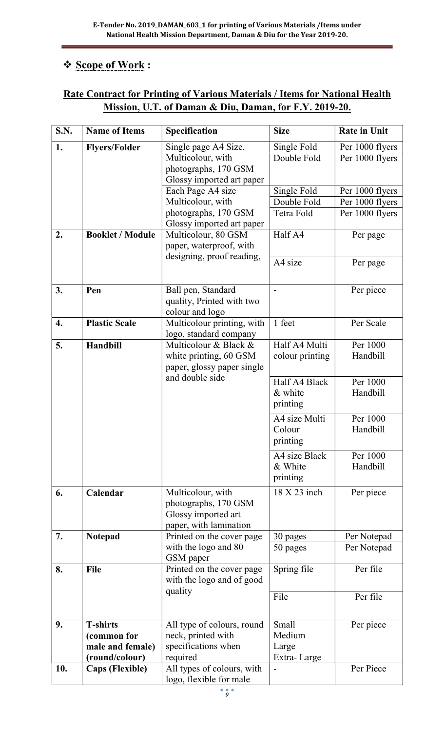## ❖ Scope of Work :

**Rate Contract for Printing of Various Materials / Items for National Health Mission, U.T. of Daman & Diu, Daman, for F.Y. 2019-20.**

| S.N. | Name of Items | Specification | Size | Rate in Unit |
|---|---|---|---|---|
| 1. | **Flyers/Folder** | Single page A4 Size, Multicolour, with photographs, 170 GSM Glossy imported art paper | Single Fold | Per 1000 flyers |
| | | | Double Fold | Per 1000 flyers |
| | | Each Page A4 size Multicolour, with photographs, 170 GSM Glossy imported art paper | Single Fold | Per 1000 flyers |
| | | | Double Fold | Per 1000 flyers |
| | | | Tetra Fold | Per 1000 flyers |
| 2. | **Booklet / Module** | Multicolour, 80 GSM paper, waterproof, with designing, proof reading, | Half A4 | Per page |
| | | | A4 size | Per page |
| 3. | **Pen** | Ball pen, Standard quality, Printed with two colour and logo | - | Per piece |
| 4. | **Plastic Scale** | Multicolour printing, with logo, standard company | 1 feet | Per Scale |
| 5. | **Handbill** | Multicolour & Black & white printing, 60 GSM paper, glossy paper single and double side | Half A4 Multi colour printing | Per 1000 Handbill |
| | | | Half A4 Black & white printing | Per 1000 Handbill |
| | | | A4 size Multi Colour printing | Per 1000 Handbill |
| | | | A4 size Black & White printing | Per 1000 Handbill |
| 6. | **Calendar** | Multicolour, with photographs, 170 GSM Glossy imported art paper, with lamination | 18 X 23 inch | Per piece |
| 7. | **Notepad** | Printed on the cover page with the logo and 80 GSM paper | 30 pages | Per Notepad |
| | | | 50 pages | Per Notepad |
| 8. | **File** | Printed on the cover page with the logo and of good quality | Spring file | Per file |
| | | | File | Per file |
| 9. | **T-shirts (common for male and female) (round/colour)** | All type of colours, round neck, printed with specifications when required | Small<br>Medium<br>Large<br>Extra- Large | Per piece |
| 10. | **Caps (Flexible)** | All types of colours, with logo, flexible for male | - | Per Piece |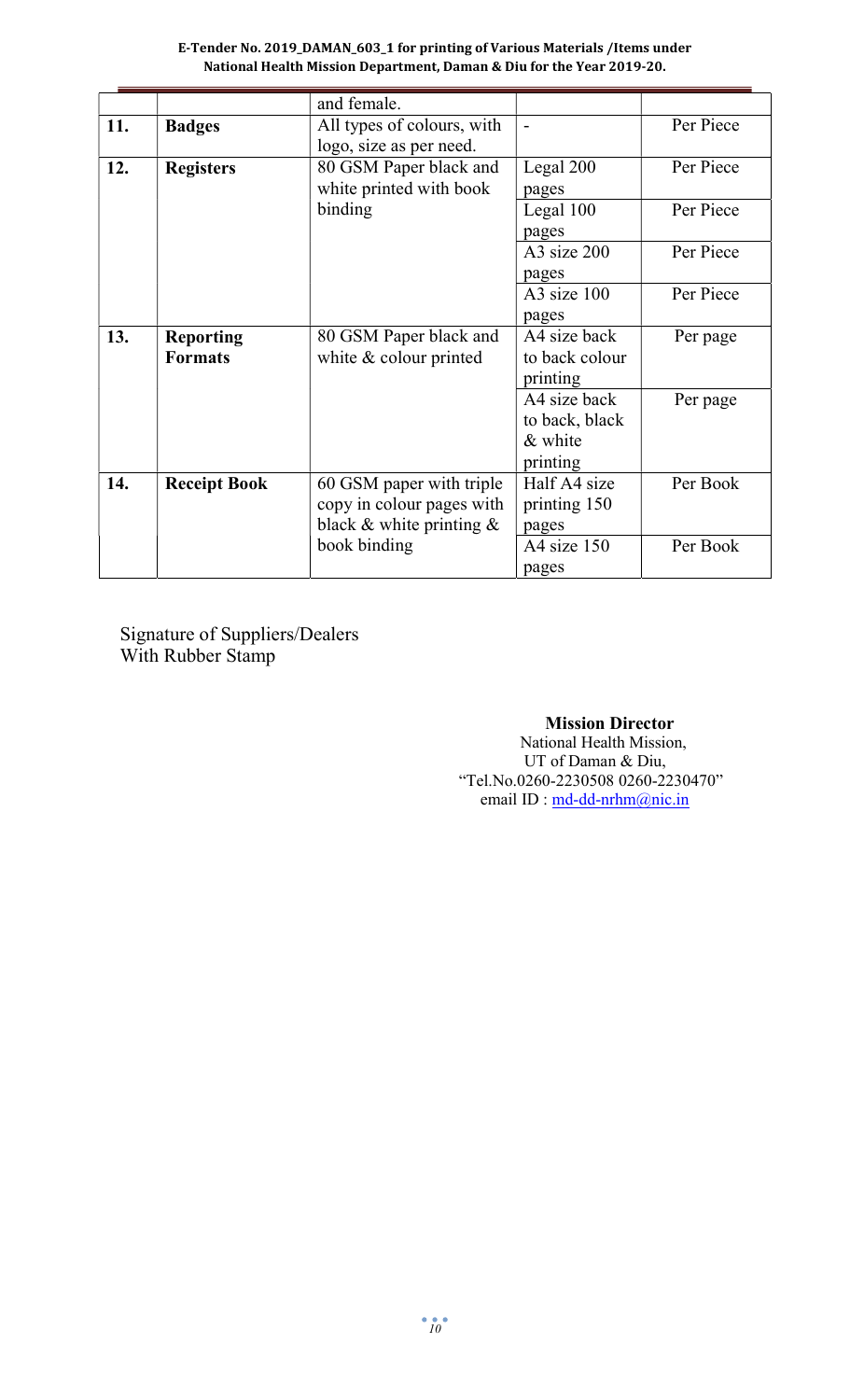| | | | | |
|---|---|---|---|---|
| | | and female. | | |
| **11.** | **Badges** | All types of colours, with logo, size as per need. | - | Per Piece |
| **12.** | **Registers** | 80 GSM Paper black and white printed with book binding | Legal 200 pages | Per Piece |
| | | | Legal 100 pages | Per Piece |
| | | | A3 size 200 pages | Per Piece |
| | | | A3 size 100 pages | Per Piece |
| **13.** | **Reporting Formats** | 80 GSM Paper black and white & colour printed | A4 size back to back colour printing | Per page |
| | | | A4 size back to back, black & white printing | Per page |
| **14.** | **Receipt Book** | 60 GSM paper with triple copy in colour pages with black & white printing & book binding | Half A4 size printing 150 pages | Per Book |
| | | | A4 size 150 pages | Per Book |

Signature of Suppliers/Dealers
With Rubber Stamp

**Mission Director**
National Health Mission,
UT of Daman & Diu,
"Tel.No.0260-2230508 0260-2230470"
email ID : md-dd-nrhm@nic.in